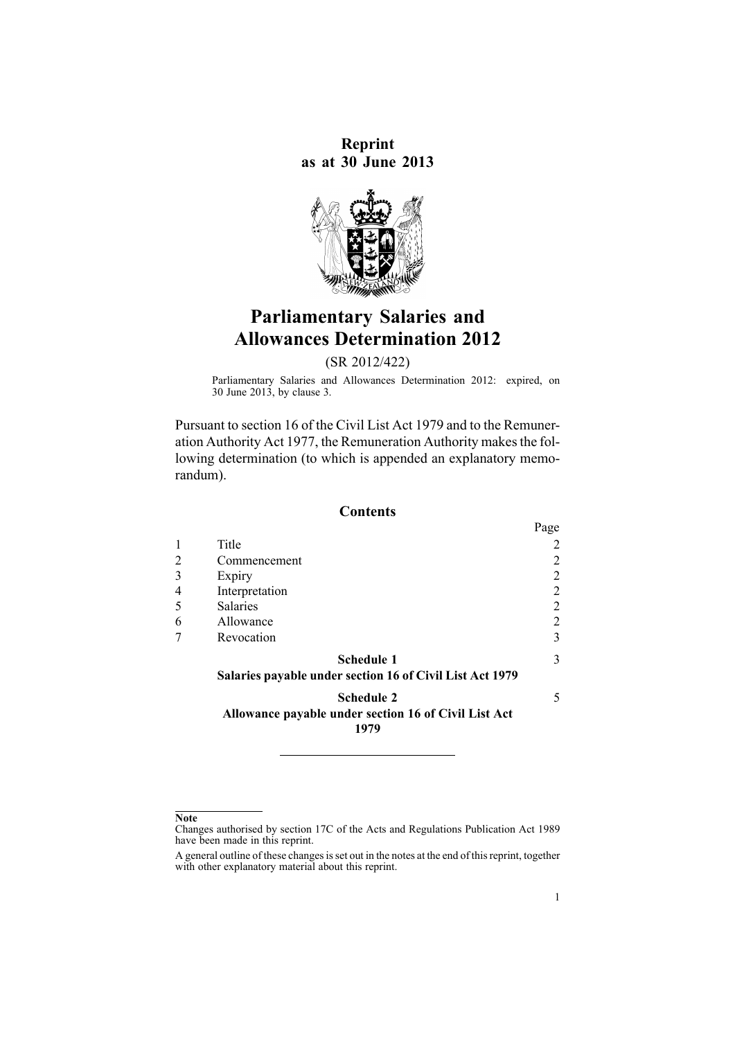**Reprint as at 30 June 2013**

# Parliamentary Salaries and Allowances Determination 2012

(SR 2012/422)

Parliamentary Salaries and Allowances Determination 2012: expired, on 30 June 2013, by clause 3.

Pursuant to section 16 of the Civil List Act 1979 and to the Remuneration Authority Act 1977, the Remuneration Authority makes the following determination (to which is appended an explanatory memorandum).

## Contents

| | | Page |
|---|---|---|
| 1 | Title | 2 |
| 2 | Commencement | 2 |
| 3 | Expiry | 2 |
| 4 | Interpretation | 2 |
| 5 | Salaries | 2 |
| 6 | Allowance | 2 |
| 7 | Revocation | 3 |
| | **Schedule 1** **Salaries payable under section 16 of Civil List Act 1979** | 3 |
| | **Schedule 2** **Allowance payable under section 16 of Civil List Act 1979** | 5 |

**Note**

Changes authorised by section 17C of the Acts and Regulations Publication Act 1989 have been made in this reprint.

A general outline of these changes is set out in the notes at the end of this reprint, together with other explanatory material about this reprint.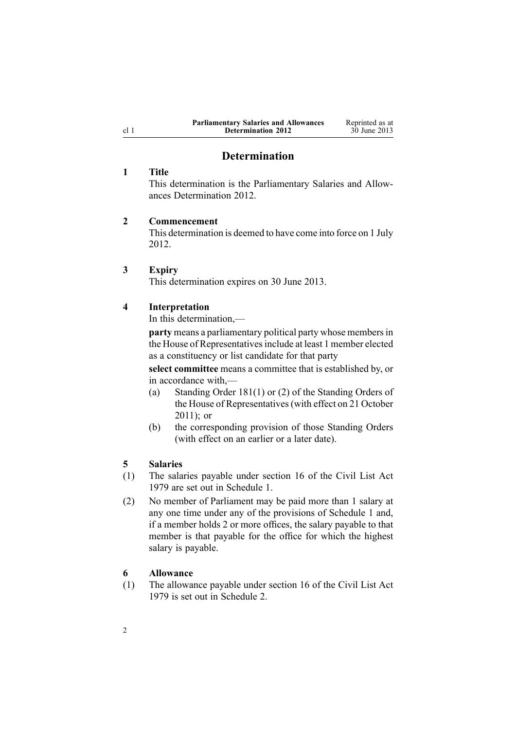## Determination

### 1 Title

This determination is the Parliamentary Salaries and Allowances Determination 2012.

### 2 Commencement

This determination is deemed to have come into force on 1 July 2012.

### 3 Expiry

This determination expires on 30 June 2013.

### 4 Interpretation

In this determination,—

**party** means a parliamentary political party whose members in the House of Representatives include at least 1 member elected as a constituency or list candidate for that party

**select committee** means a committee that is established by, or in accordance with,—

- (a) Standing Order 181(1) or (2) of the Standing Orders of the House of Representatives (with effect on 21 October 2011); or
- (b) the corresponding provision of those Standing Orders (with effect on an earlier or a later date).

### 5 Salaries

(1) The salaries payable under section 16 of the Civil List Act 1979 are set out in Schedule 1.

(2) No member of Parliament may be paid more than 1 salary at any one time under any of the provisions of Schedule 1 and, if a member holds 2 or more offices, the salary payable to that member is that payable for the office for which the highest salary is payable.

### 6 Allowance

(1) The allowance payable under section 16 of the Civil List Act 1979 is set out in Schedule 2.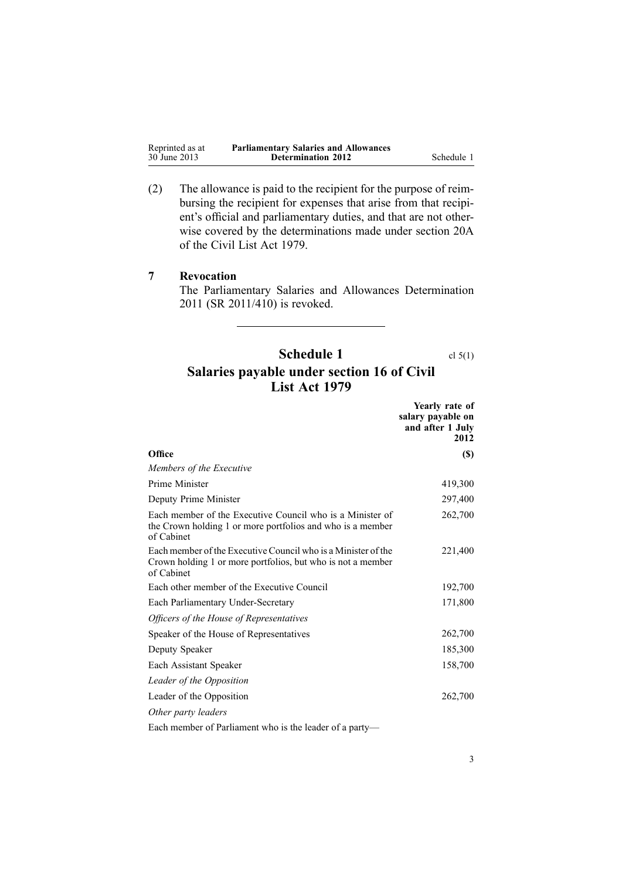(2) The allowance is paid to the recipient for the purpose of reimbursing the recipient for expenses that arise from that recipient's official and parliamentary duties, and that are not otherwise covered by the determinations made under section 20A of the Civil List Act 1979.

## 7 Revocation

The Parliamentary Salaries and Allowances Determination 2011 (SR 2011/410) is revoked.

---

# Schedule 1
cl 5(1)

# Salaries payable under section 16 of Civil List Act 1979

| Office | Yearly rate of salary payable on and after 1 July 2012 ($) |
|---|---|
| *Members of the Executive* | |
| Prime Minister | 419,300 |
| Deputy Prime Minister | 297,400 |
| Each member of the Executive Council who is a Minister of the Crown holding 1 or more portfolios and who is a member of Cabinet | 262,700 |
| Each member of the Executive Council who is a Minister of the Crown holding 1 or more portfolios, but who is not a member of Cabinet | 221,400 |
| Each other member of the Executive Council | 192,700 |
| Each Parliamentary Under-Secretary | 171,800 |
| *Officers of the House of Representatives* | |
| Speaker of the House of Representatives | 262,700 |
| Deputy Speaker | 185,300 |
| Each Assistant Speaker | 158,700 |
| *Leader of the Opposition* | |
| Leader of the Opposition | 262,700 |
| *Other party leaders* | |
| Each member of Parliament who is the leader of a party— | |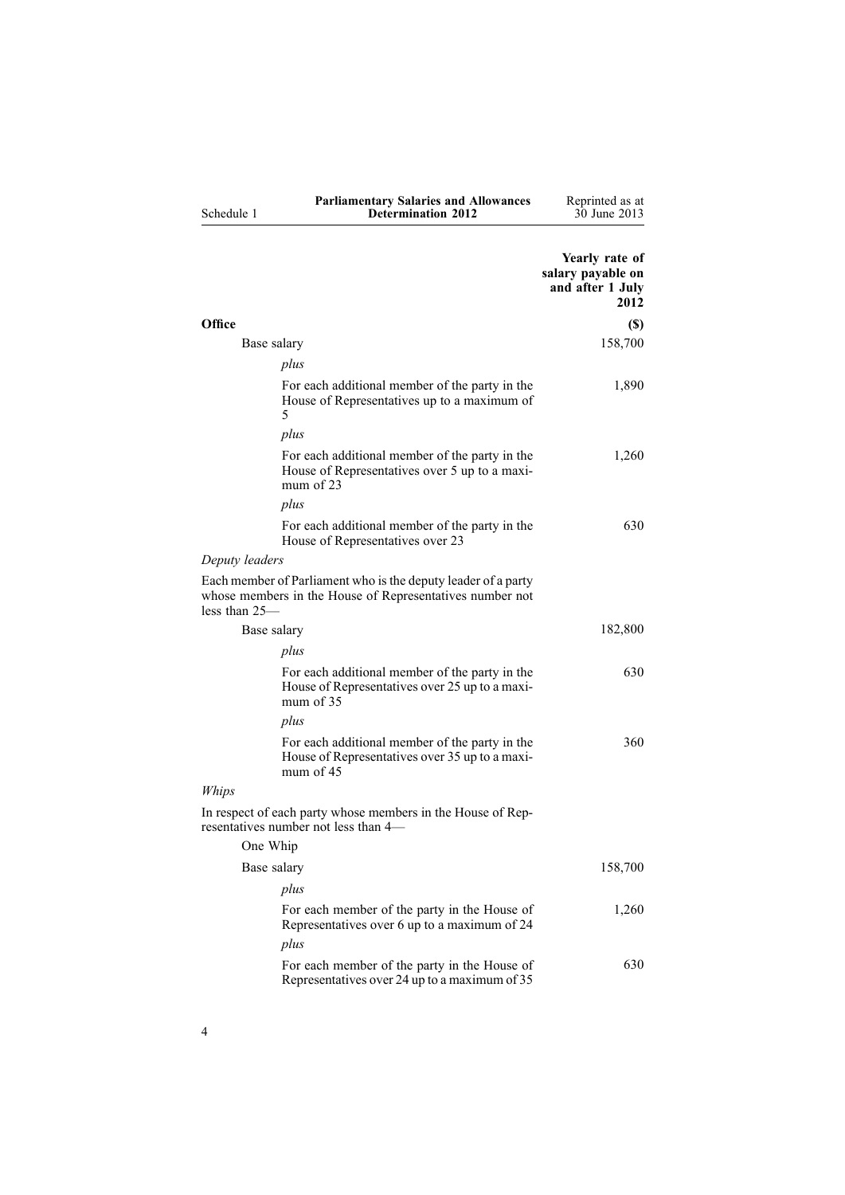| Office | Yearly rate of salary payable on and after 1 July 2012 ($) |
|---|---|
| Base salary | 158,700 |
| *plus* | |
| For each additional member of the party in the House of Representatives up to a maximum of 5 | 1,890 |
| *plus* | |
| For each additional member of the party in the House of Representatives over 5 up to a maximum of 23 | 1,260 |
| *plus* | |
| For each additional member of the party in the House of Representatives over 23 | 630 |
| *Deputy leaders* | |
| Each member of Parliament who is the deputy leader of a party whose members in the House of Representatives number not less than 25— | |
| Base salary | 182,800 |
| *plus* | |
| For each additional member of the party in the House of Representatives over 25 up to a maximum of 35 | 630 |
| *plus* | |
| For each additional member of the party in the House of Representatives over 35 up to a maximum of 45 | 360 |
| *Whips* | |
| In respect of each party whose members in the House of Representatives number not less than 4— | |
| One Whip | |
| Base salary | 158,700 |
| *plus* | |
| For each member of the party in the House of Representatives over 6 up to a maximum of 24 | 1,260 |
| *plus* | |
| For each member of the party in the House of Representatives over 24 up to a maximum of 35 | 630 |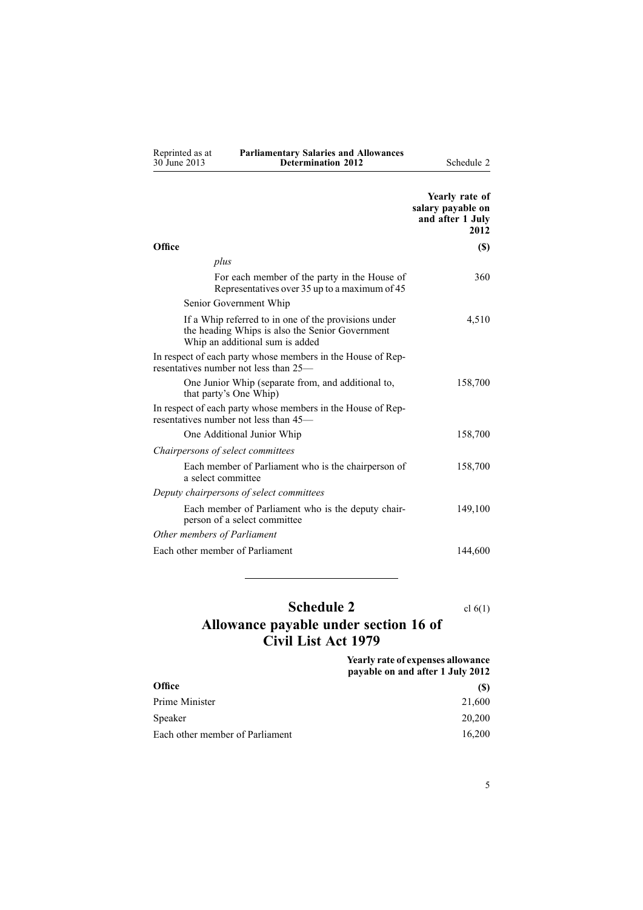| Office | Yearly rate of salary payable on and after 1 July 2012 ($) |
|---|---|
| *plus* | |
| For each member of the party in the House of Representatives over 35 up to a maximum of 45 | 360 |
| Senior Government Whip | |
| If a Whip referred to in one of the provisions under the heading Whips is also the Senior Government Whip an additional sum is added | 4,510 |
| In respect of each party whose members in the House of Representatives number not less than 25— | |
| One Junior Whip (separate from, and additional to, that party's One Whip) | 158,700 |
| In respect of each party whose members in the House of Representatives number not less than 45— | |
| One Additional Junior Whip | 158,700 |
| *Chairpersons of select committees* | |
| Each member of Parliament who is the chairperson of a select committee | 158,700 |
| *Deputy chairpersons of select committees* | |
| Each member of Parliament who is the deputy chairperson of a select committee | 149,100 |
| *Other members of Parliament* | |
| Each other member of Parliament | 144,600 |

---

## Schedule 2 Allowance payable under section 16 of Civil List Act 1979

cl 6(1)

| Office | Yearly rate of expenses allowance payable on and after 1 July 2012 ($) |
|---|---|
| Prime Minister | 21,600 |
| Speaker | 20,200 |
| Each other member of Parliament | 16,200 |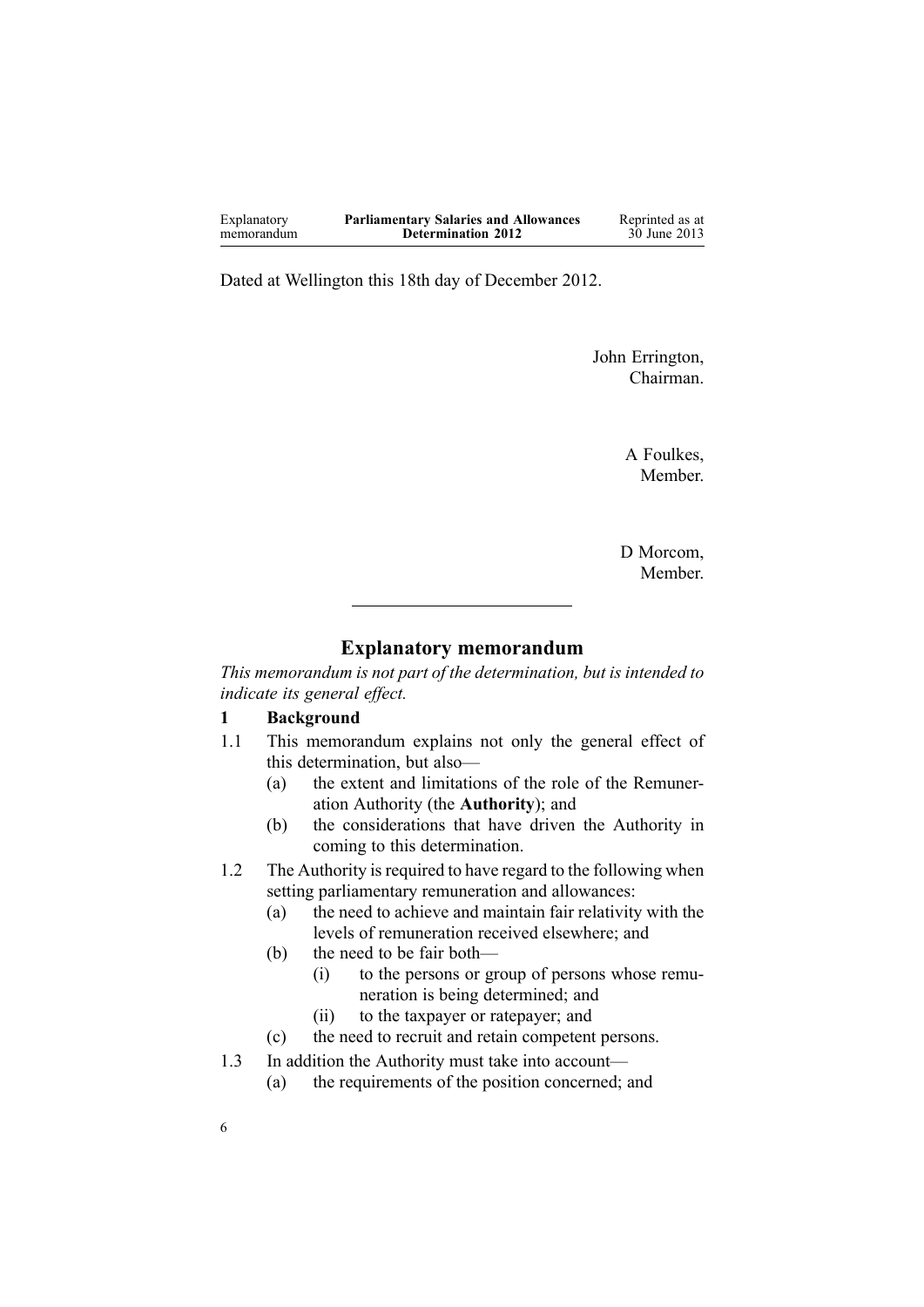Dated at Wellington this 18th day of December 2012.

John Errington,
Chairman.

A Foulkes,
Member.

D Morcom,
Member.

---

## Explanatory memorandum

*This memorandum is not part of the determination, but is intended to indicate its general effect.*

### 1 Background

1.1 This memorandum explains not only the general effect of this determination, but also—

- (a) the extent and limitations of the role of the Remuneration Authority (the **Authority**); and
- (b) the considerations that have driven the Authority in coming to this determination.

1.2 The Authority is required to have regard to the following when setting parliamentary remuneration and allowances:

- (a) the need to achieve and maintain fair relativity with the levels of remuneration received elsewhere; and
- (b) the need to be fair both—
  - (i) to the persons or group of persons whose remuneration is being determined; and
  - (ii) to the taxpayer or ratepayer; and
- (c) the need to recruit and retain competent persons.

1.3 In addition the Authority must take into account—

- (a) the requirements of the position concerned; and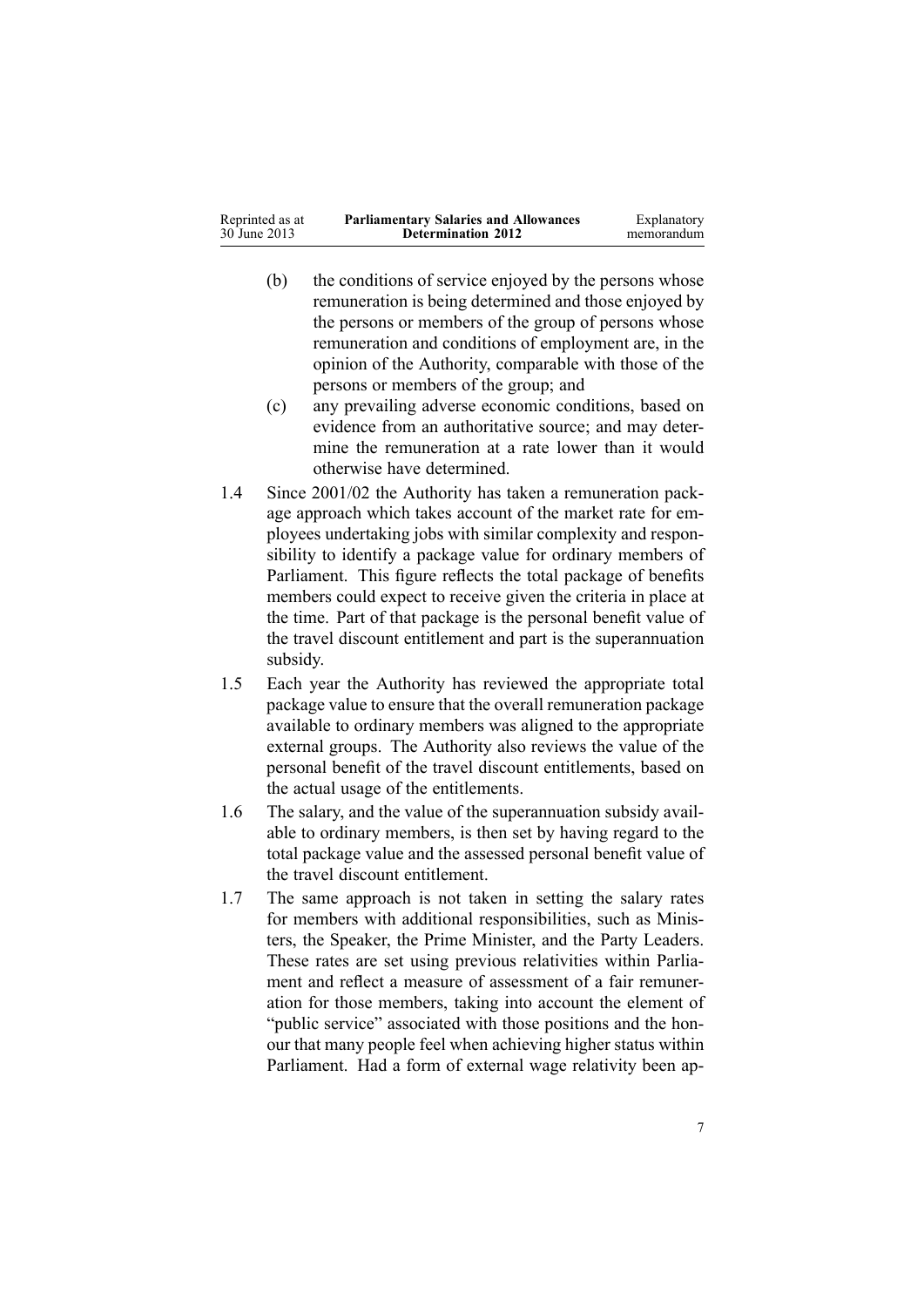(b) the conditions of service enjoyed by the persons whose remuneration is being determined and those enjoyed by the persons or members of the group of persons whose remuneration and conditions of employment are, in the opinion of the Authority, comparable with those of the persons or members of the group; and

(c) any prevailing adverse economic conditions, based on evidence from an authoritative source; and may determine the remuneration at a rate lower than it would otherwise have determined.

1.4 Since 2001/02 the Authority has taken a remuneration package approach which takes account of the market rate for employees undertaking jobs with similar complexity and responsibility to identify a package value for ordinary members of Parliament. This figure reflects the total package of benefits members could expect to receive given the criteria in place at the time. Part of that package is the personal benefit value of the travel discount entitlement and part is the superannuation subsidy.

1.5 Each year the Authority has reviewed the appropriate total package value to ensure that the overall remuneration package available to ordinary members was aligned to the appropriate external groups. The Authority also reviews the value of the personal benefit of the travel discount entitlements, based on the actual usage of the entitlements.

1.6 The salary, and the value of the superannuation subsidy available to ordinary members, is then set by having regard to the total package value and the assessed personal benefit value of the travel discount entitlement.

1.7 The same approach is not taken in setting the salary rates for members with additional responsibilities, such as Ministers, the Speaker, the Prime Minister, and the Party Leaders. These rates are set using previous relativities within Parliament and reflect a measure of assessment of a fair remuneration for those members, taking into account the element of "public service" associated with those positions and the honour that many people feel when achieving higher status within Parliament. Had a form of external wage relativity been ap-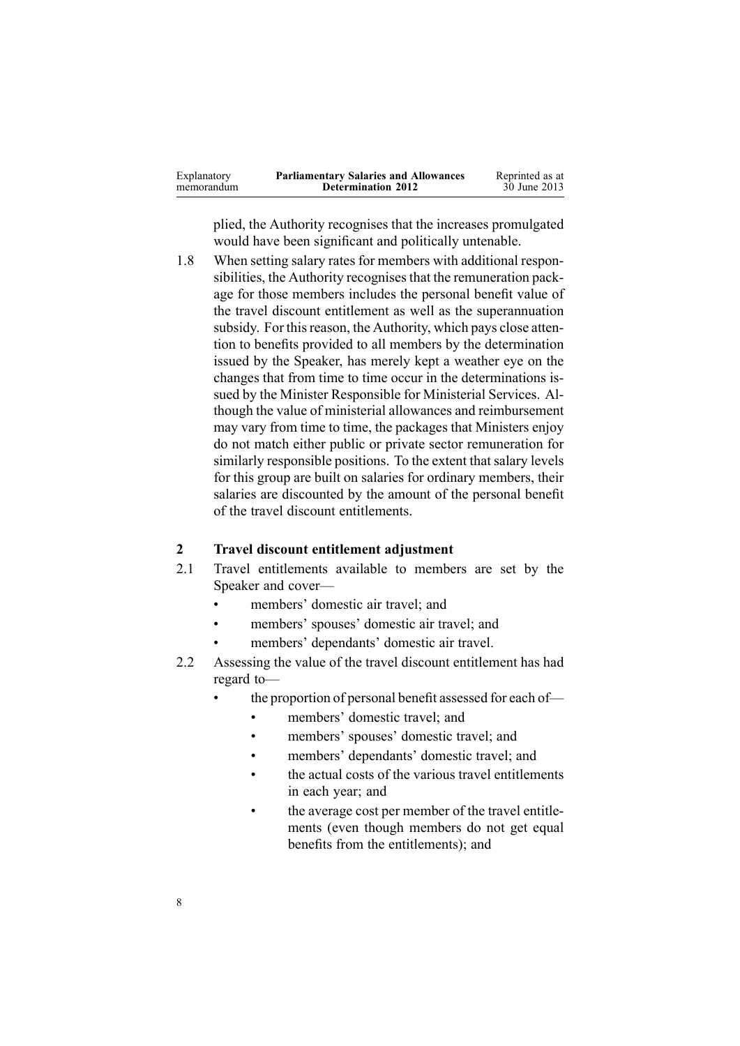plied, the Authority recognises that the increases promulgated would have been significant and politically untenable.

1.8 When setting salary rates for members with additional responsibilities, the Authority recognises that the remuneration package for those members includes the personal benefit value of the travel discount entitlement as well as the superannuation subsidy. For this reason, the Authority, which pays close attention to benefits provided to all members by the determination issued by the Speaker, has merely kept a weather eye on the changes that from time to time occur in the determinations issued by the Minister Responsible for Ministerial Services. Although the value of ministerial allowances and reimbursement may vary from time to time, the packages that Ministers enjoy do not match either public or private sector remuneration for similarly responsible positions. To the extent that salary levels for this group are built on salaries for ordinary members, their salaries are discounted by the amount of the personal benefit of the travel discount entitlements.

## 2 Travel discount entitlement adjustment

2.1 Travel entitlements available to members are set by the Speaker and cover—

- members' domestic air travel; and
- members' spouses' domestic air travel; and
- members' dependants' domestic air travel.

2.2 Assessing the value of the travel discount entitlement has had regard to—

- the proportion of personal benefit assessed for each of—
  - members' domestic travel; and
  - members' spouses' domestic travel; and
  - members' dependants' domestic travel; and
  - the actual costs of the various travel entitlements in each year; and
  - the average cost per member of the travel entitlements (even though members do not get equal benefits from the entitlements); and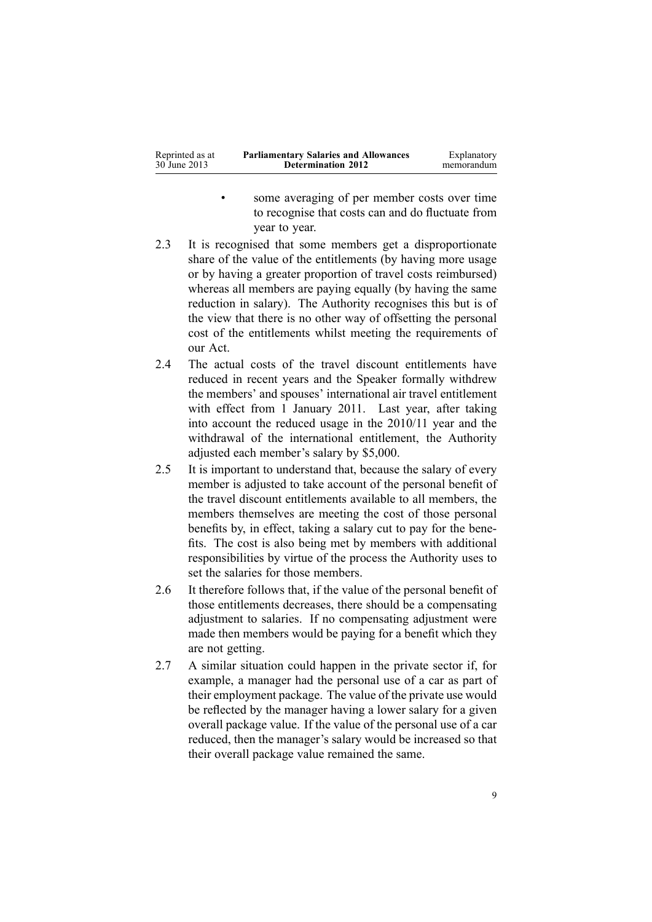- some averaging of per member costs over time to recognise that costs can and do fluctuate from year to year.

2.3 It is recognised that some members get a disproportionate share of the value of the entitlements (by having more usage or by having a greater proportion of travel costs reimbursed) whereas all members are paying equally (by having the same reduction in salary). The Authority recognises this but is of the view that there is no other way of offsetting the personal cost of the entitlements whilst meeting the requirements of our Act.

2.4 The actual costs of the travel discount entitlements have reduced in recent years and the Speaker formally withdrew the members' and spouses' international air travel entitlement with effect from 1 January 2011. Last year, after taking into account the reduced usage in the 2010/11 year and the withdrawal of the international entitlement, the Authority adjusted each member's salary by $5,000.

2.5 It is important to understand that, because the salary of every member is adjusted to take account of the personal benefit of the travel discount entitlements available to all members, the members themselves are meeting the cost of those personal benefits by, in effect, taking a salary cut to pay for the benefits. The cost is also being met by members with additional responsibilities by virtue of the process the Authority uses to set the salaries for those members.

2.6 It therefore follows that, if the value of the personal benefit of those entitlements decreases, there should be a compensating adjustment to salaries. If no compensating adjustment were made then members would be paying for a benefit which they are not getting.

2.7 A similar situation could happen in the private sector if, for example, a manager had the personal use of a car as part of their employment package. The value of the private use would be reflected by the manager having a lower salary for a given overall package value. If the value of the personal use of a car reduced, then the manager's salary would be increased so that their overall package value remained the same.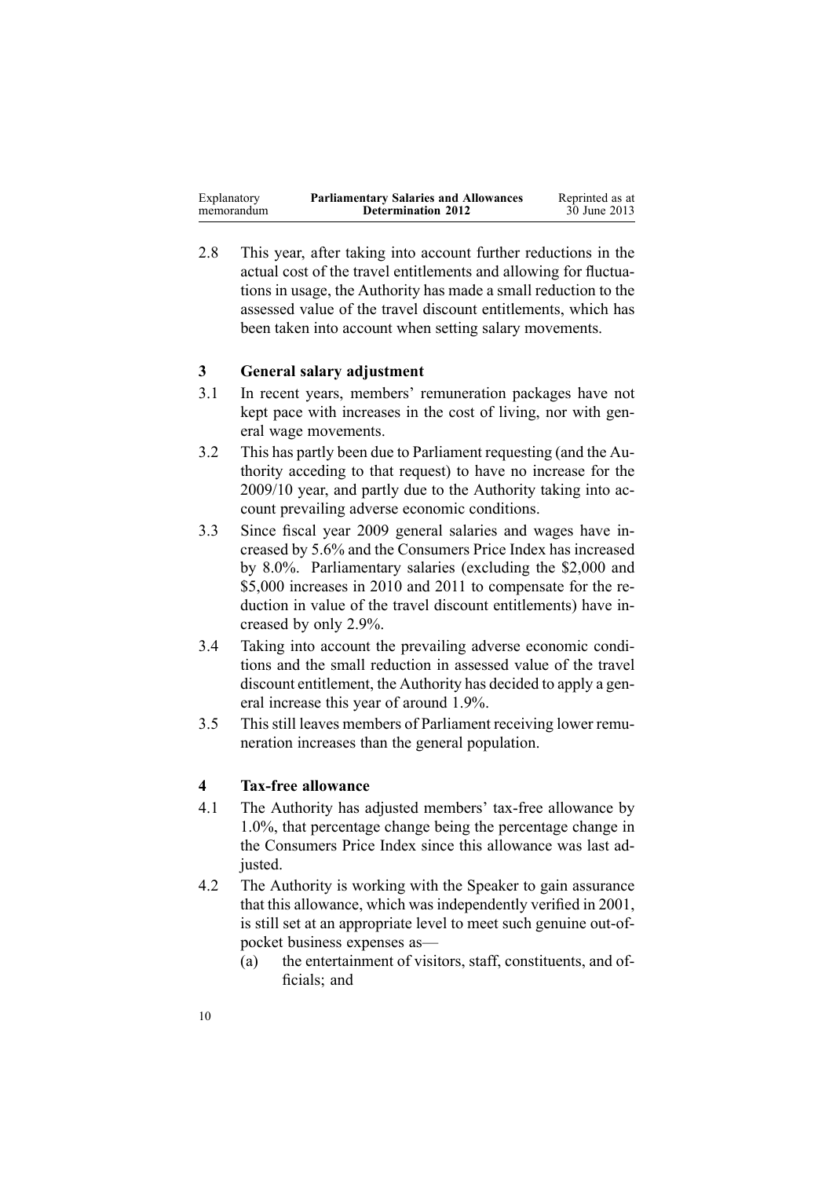2.8 This year, after taking into account further reductions in the actual cost of the travel entitlements and allowing for fluctuations in usage, the Authority has made a small reduction to the assessed value of the travel discount entitlements, which has been taken into account when setting salary movements.

## 3 General salary adjustment

3.1 In recent years, members' remuneration packages have not kept pace with increases in the cost of living, nor with general wage movements.

3.2 This has partly been due to Parliament requesting (and the Authority acceding to that request) to have no increase for the 2009/10 year, and partly due to the Authority taking into account prevailing adverse economic conditions.

3.3 Since fiscal year 2009 general salaries and wages have increased by 5.6% and the Consumers Price Index has increased by 8.0%. Parliamentary salaries (excluding the $2,000 and $5,000 increases in 2010 and 2011 to compensate for the reduction in value of the travel discount entitlements) have increased by only 2.9%.

3.4 Taking into account the prevailing adverse economic conditions and the small reduction in assessed value of the travel discount entitlement, the Authority has decided to apply a general increase this year of around 1.9%.

3.5 This still leaves members of Parliament receiving lower remuneration increases than the general population.

## 4 Tax-free allowance

4.1 The Authority has adjusted members' tax-free allowance by 1.0%, that percentage change being the percentage change in the Consumers Price Index since this allowance was last adjusted.

4.2 The Authority is working with the Speaker to gain assurance that this allowance, which was independently verified in 2001, is still set at an appropriate level to meet such genuine out-of-pocket business expenses as—

(a) the entertainment of visitors, staff, constituents, and officials; and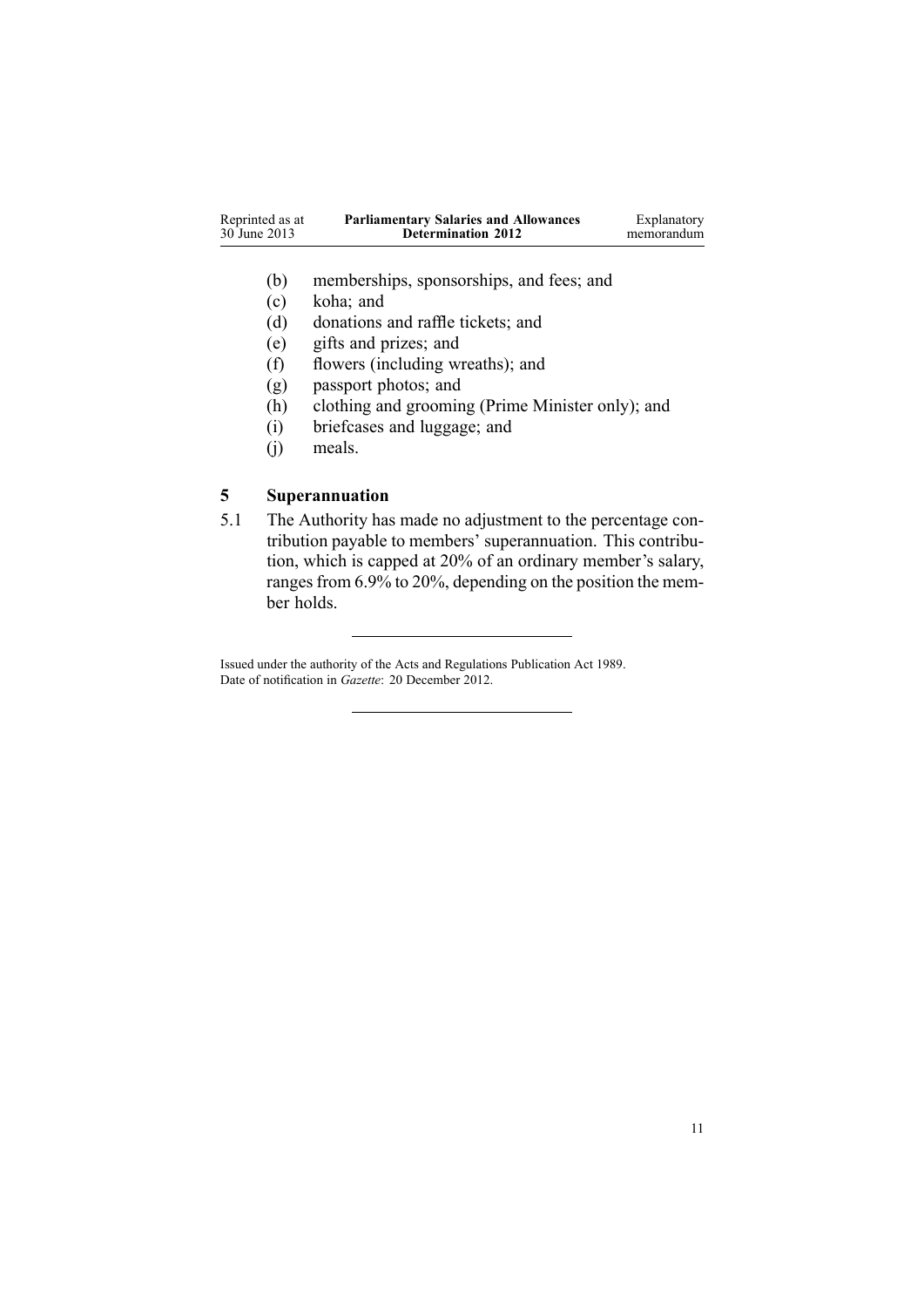(b) memberships, sponsorships, and fees; and

(c) koha; and

(d) donations and raffle tickets; and

(e) gifts and prizes; and

(f) flowers (including wreaths); and

(g) passport photos; and

(h) clothing and grooming (Prime Minister only); and

(i) briefcases and luggage; and

(j) meals.

## 5 Superannuation

5.1 The Authority has made no adjustment to the percentage contribution payable to members' superannuation. This contribution, which is capped at 20% of an ordinary member's salary, ranges from 6.9% to 20%, depending on the position the member holds.

---

Issued under the authority of the Acts and Regulations Publication Act 1989.
Date of notification in *Gazette*: 20 December 2012.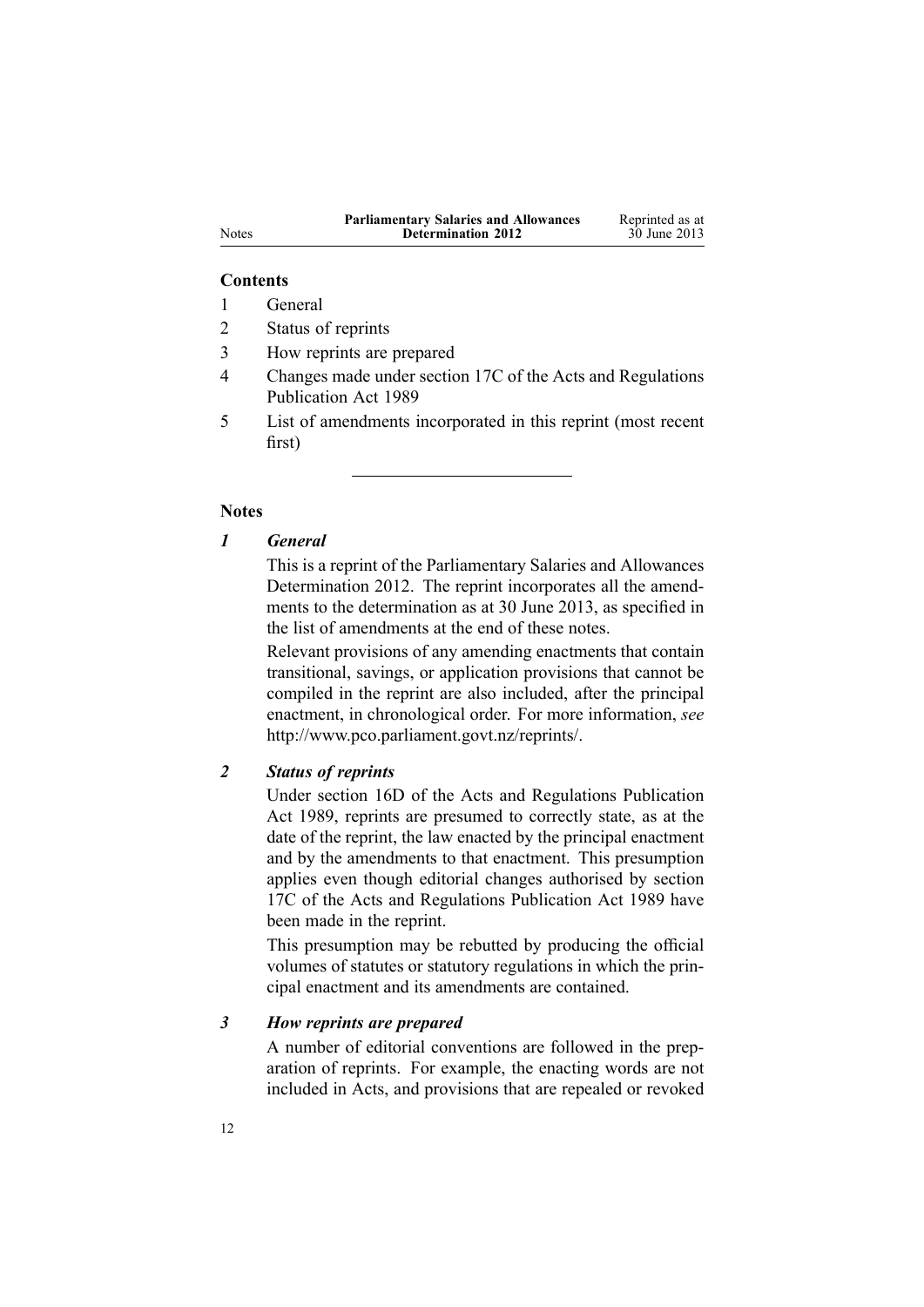**Contents**

1 General

2 Status of reprints

3 How reprints are prepared

4 Changes made under section 17C of the Acts and Regulations Publication Act 1989

5 List of amendments incorporated in this reprint (most recent first)

---

**Notes**

***1 General***

This is a reprint of the Parliamentary Salaries and Allowances Determination 2012. The reprint incorporates all the amendments to the determination as at 30 June 2013, as specified in the list of amendments at the end of these notes.

Relevant provisions of any amending enactments that contain transitional, savings, or application provisions that cannot be compiled in the reprint are also included, after the principal enactment, in chronological order. For more information, *see* http://www.pco.parliament.govt.nz/reprints/.

***2 Status of reprints***

Under section 16D of the Acts and Regulations Publication Act 1989, reprints are presumed to correctly state, as at the date of the reprint, the law enacted by the principal enactment and by the amendments to that enactment. This presumption applies even though editorial changes authorised by section 17C of the Acts and Regulations Publication Act 1989 have been made in the reprint.

This presumption may be rebutted by producing the official volumes of statutes or statutory regulations in which the principal enactment and its amendments are contained.

***3 How reprints are prepared***

A number of editorial conventions are followed in the preparation of reprints. For example, the enacting words are not included in Acts, and provisions that are repealed or revoked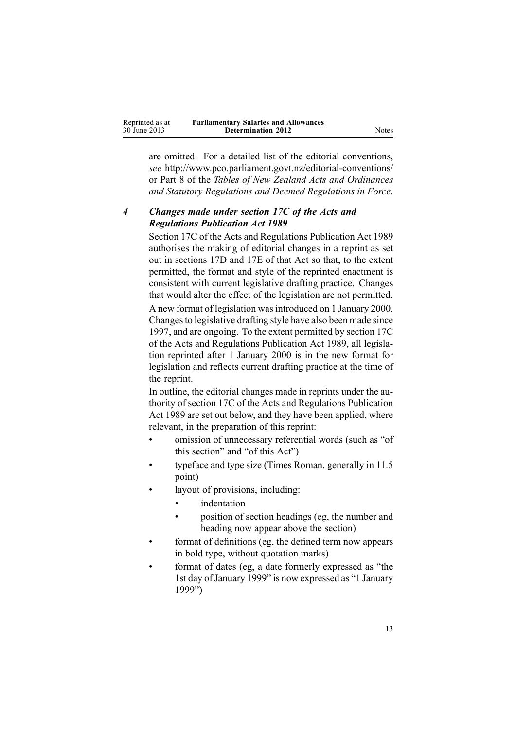are omitted. For a detailed list of the editorial conventions, *see* http://www.pco.parliament.govt.nz/editorial-conventions/ or Part 8 of the *Tables of New Zealand Acts and Ordinances and Statutory Regulations and Deemed Regulations in Force*.

### *4 Changes made under section 17C of the Acts and Regulations Publication Act 1989*

Section 17C of the Acts and Regulations Publication Act 1989 authorises the making of editorial changes in a reprint as set out in sections 17D and 17E of that Act so that, to the extent permitted, the format and style of the reprinted enactment is consistent with current legislative drafting practice. Changes that would alter the effect of the legislation are not permitted.

A new format of legislation was introduced on 1 January 2000. Changes to legislative drafting style have also been made since 1997, and are ongoing. To the extent permitted by section 17C of the Acts and Regulations Publication Act 1989, all legislation reprinted after 1 January 2000 is in the new format for legislation and reflects current drafting practice at the time of the reprint.

In outline, the editorial changes made in reprints under the authority of section 17C of the Acts and Regulations Publication Act 1989 are set out below, and they have been applied, where relevant, in the preparation of this reprint:

- omission of unnecessary referential words (such as "of this section" and "of this Act")
- typeface and type size (Times Roman, generally in 11.5 point)
- layout of provisions, including:
  - indentation
  - position of section headings (eg, the number and heading now appear above the section)
- format of definitions (eg, the defined term now appears in bold type, without quotation marks)
- format of dates (eg, a date formerly expressed as "the 1st day of January 1999" is now expressed as "1 January 1999")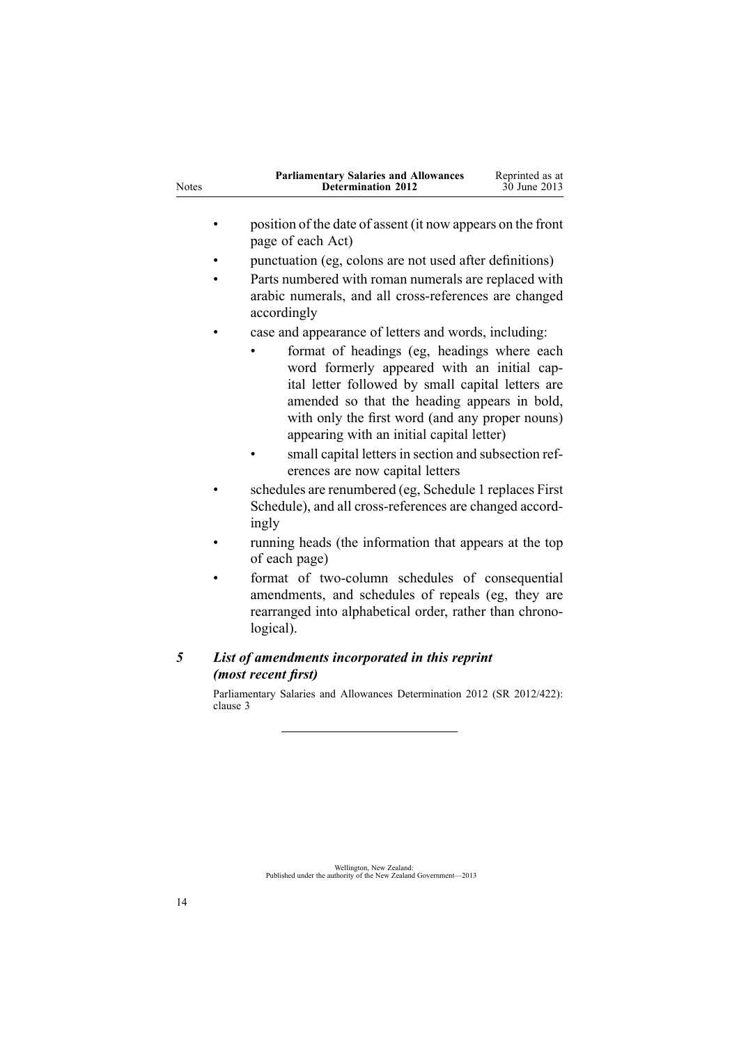- position of the date of assent (it now appears on the front page of each Act)
- punctuation (eg, colons are not used after definitions)
- Parts numbered with roman numerals are replaced with arabic numerals, and all cross-references are changed accordingly
- case and appearance of letters and words, including:
  - format of headings (eg, headings where each word formerly appeared with an initial capital letter followed by small capital letters are amended so that the heading appears in bold, with only the first word (and any proper nouns) appearing with an initial capital letter)
  - small capital letters in section and subsection references are now capital letters
- schedules are renumbered (eg, Schedule 1 replaces First Schedule), and all cross-references are changed accordingly
- running heads (the information that appears at the top of each page)
- format of two-column schedules of consequential amendments, and schedules of repeals (eg, they are rearranged into alphabetical order, rather than chronological).

### *5 List of amendments incorporated in this reprint (most recent first)*

Parliamentary Salaries and Allowances Determination 2012 (SR 2012/422): clause 3

---

Wellington, New Zealand:
Published under the authority of the New Zealand Government—2013